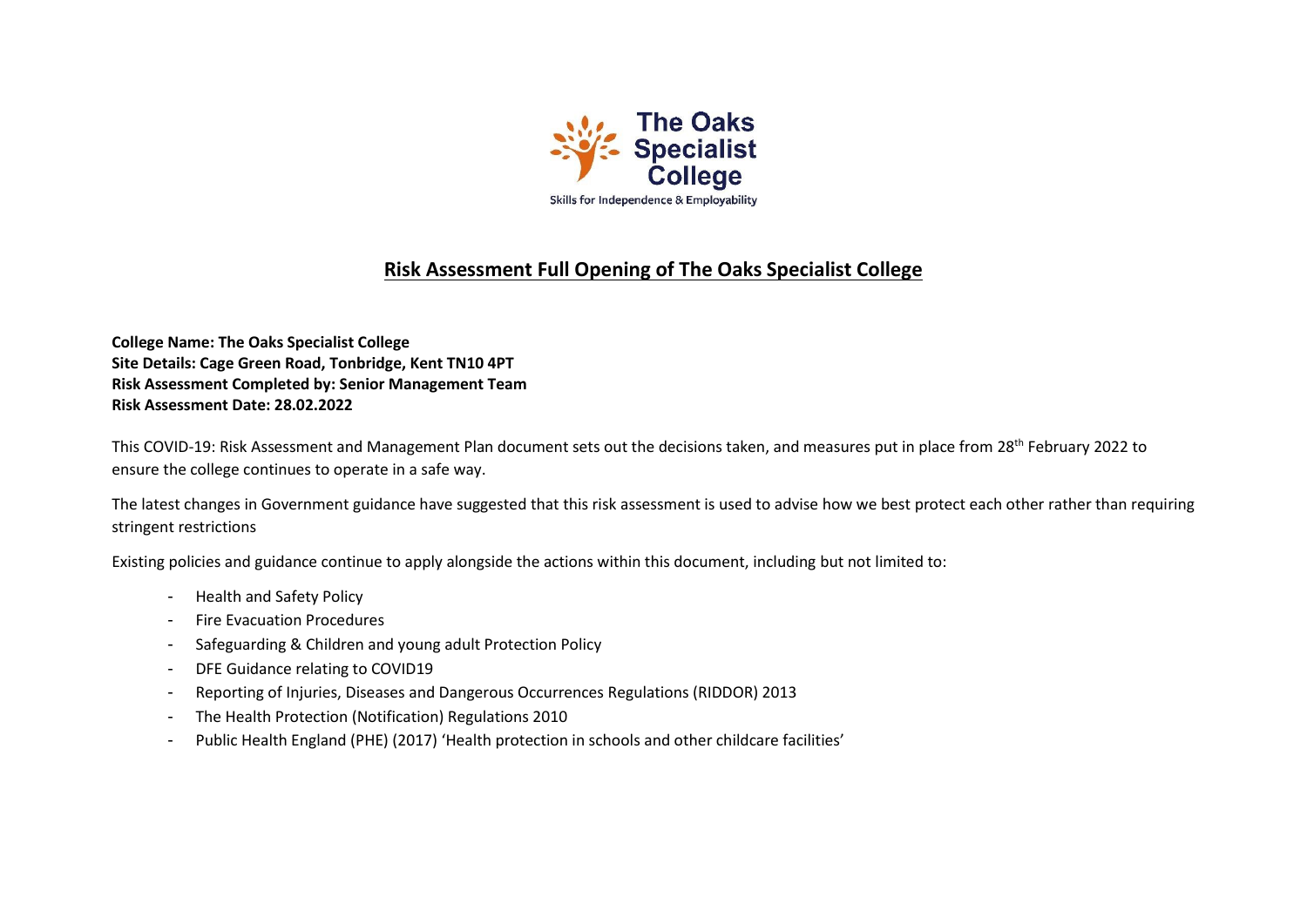The Oaks Specialist College

Skills for Independence & Employability

# Risk Assessment Full Opening of The Oaks Specialist College

**College Name: The Oaks Specialist College**
**Site Details: Cage Green Road, Tonbridge, Kent TN10 4PT**
**Risk Assessment Completed by: Senior Management Team**
**Risk Assessment Date: 28.02.2022**

This COVID-19: Risk Assessment and Management Plan document sets out the decisions taken, and measures put in place from 28th February 2022 to ensure the college continues to operate in a safe way.

The latest changes in Government guidance have suggested that this risk assessment is used to advise how we best protect each other rather than requiring stringent restrictions

Existing policies and guidance continue to apply alongside the actions within this document, including but not limited to:

- Health and Safety Policy
- Fire Evacuation Procedures
- Safeguarding & Children and young adult Protection Policy
- DFE Guidance relating to COVID19
- Reporting of Injuries, Diseases and Dangerous Occurrences Regulations (RIDDOR) 2013
- The Health Protection (Notification) Regulations 2010
- Public Health England (PHE) (2017) 'Health protection in schools and other childcare facilities'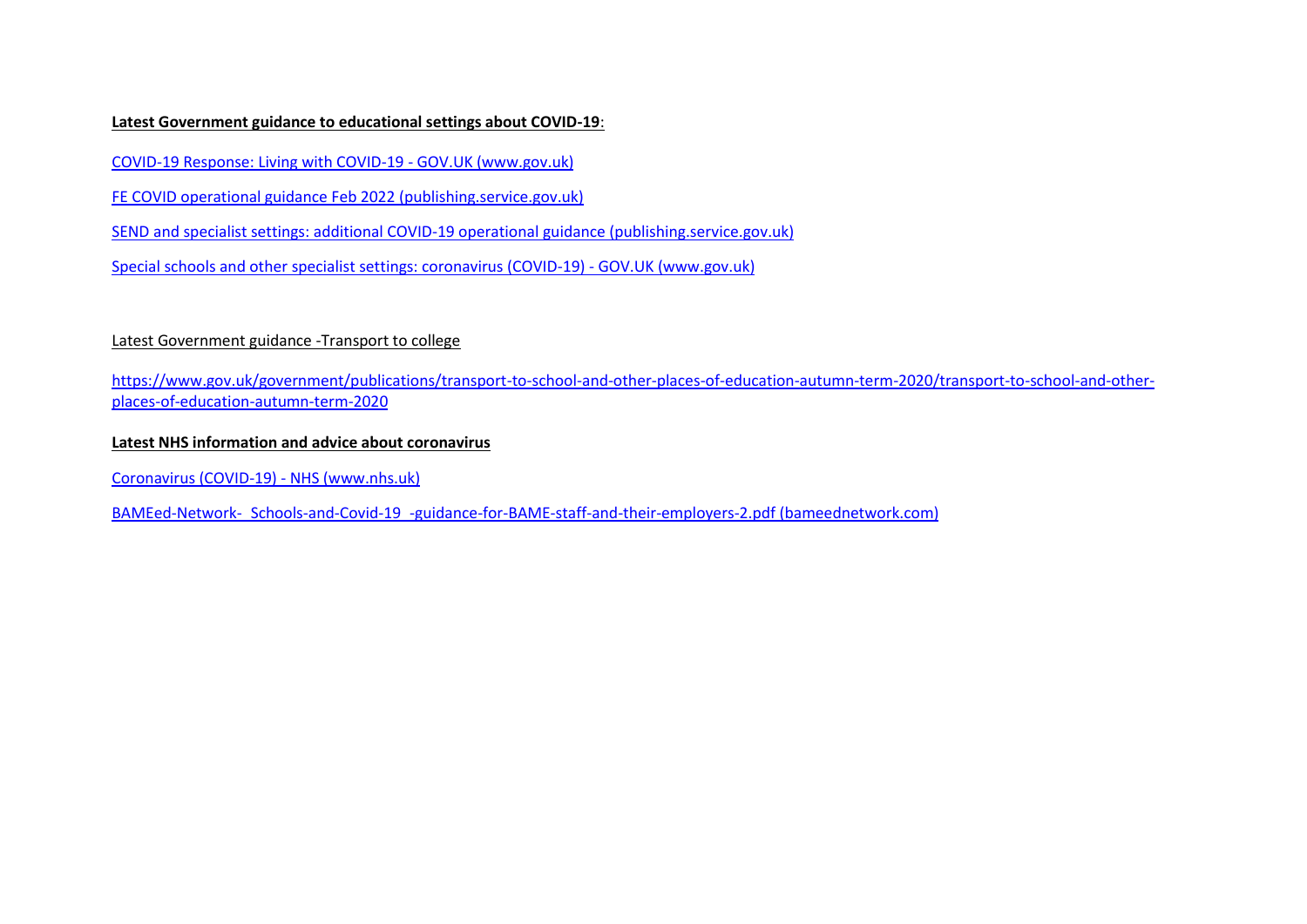**Latest Government guidance to educational settings about COVID-19**:

COVID-19 Response: Living with COVID-19 - GOV.UK (www.gov.uk)

FE COVID operational guidance Feb 2022 (publishing.service.gov.uk)

SEND and specialist settings: additional COVID-19 operational guidance (publishing.service.gov.uk)

Special schools and other specialist settings: coronavirus (COVID-19) - GOV.UK (www.gov.uk)

Latest Government guidance -Transport to college

https://www.gov.uk/government/publications/transport-to-school-and-other-places-of-education-autumn-term-2020/transport-to-school-and-other-places-of-education-autumn-term-2020

**Latest NHS information and advice about coronavirus**

Coronavirus (COVID-19) - NHS (www.nhs.uk)

BAMEed-Network- Schools-and-Covid-19 -guidance-for-BAME-staff-and-their-employers-2.pdf (bameednetwork.com)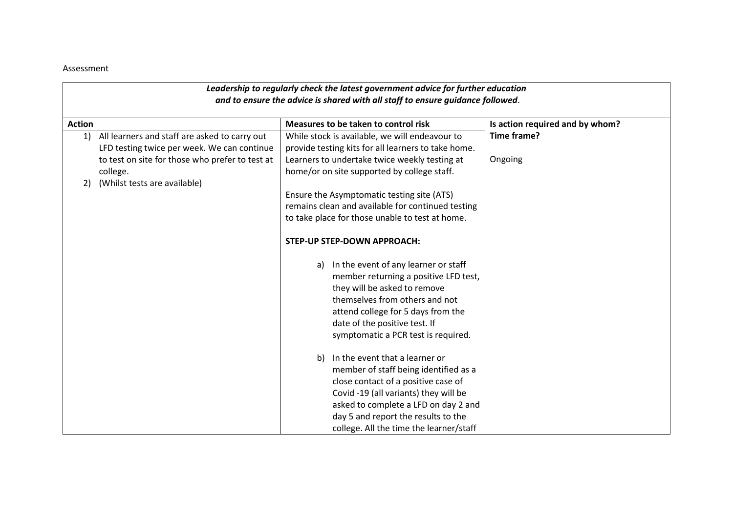Assessment

| *Leadership to regularly check the latest government advice for further education and to ensure the advice is shared with all staff to ensure guidance followed*. | | |
|---|---|---|
| **Action** | **Measures to be taken to control risk** | **Is action required and by whom?** |
| 1) All learners and staff are asked to carry out LFD testing twice per week. We can continue to test on site for those who prefer to test at college.<br>2) (Whilst tests are available) | While stock is available, we will endeavour to provide testing kits for all learners to take home. Learners to undertake twice weekly testing at home/or on site supported by college staff.<br><br>Ensure the Asymptomatic testing site (ATS) remains clean and available for continued testing to take place for those unable to test at home.<br><br>**STEP-UP STEP-DOWN APPROACH:**<br><br>a) In the event of any learner or staff member returning a positive LFD test, they will be asked to remove themselves from others and not attend college for 5 days from the date of the positive test. If symptomatic a PCR test is required.<br><br>b) In the event that a learner or member of staff being identified as a close contact of a positive case of Covid -19 (all variants) they will be asked to complete a LFD on day 2 and day 5 and report the results to the college. All the time the learner/staff | **Time frame?**<br><br>Ongoing |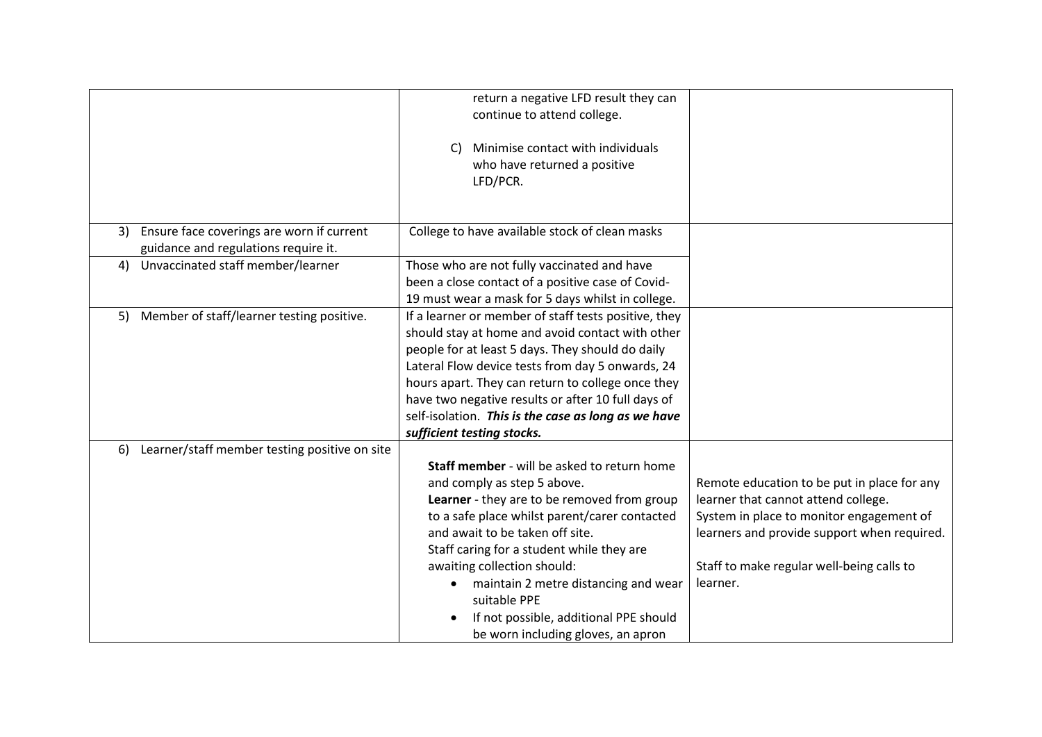| | | |
|---|---|---|
| | return a negative LFD result they can continue to attend college.<br><br>C) Minimise contact with individuals who have returned a positive LFD/PCR. | |
| 3) Ensure face coverings are worn if current guidance and regulations require it. | College to have available stock of clean masks | |
| 4) Unvaccinated staff member/learner | Those who are not fully vaccinated and have been a close contact of a positive case of Covid-19 must wear a mask for 5 days whilst in college. | |
| 5) Member of staff/learner testing positive. | If a learner or member of staff tests positive, they should stay at home and avoid contact with other people for at least 5 days. They should do daily Lateral Flow device tests from day 5 onwards, 24 hours apart. They can return to college once they have two negative results or after 10 full days of self-isolation. ***This is the case as long as we have sufficient testing stocks.*** | |
| 6) Learner/staff member testing positive on site | **Staff member** - will be asked to return home and comply as step 5 above.<br>**Learner** - they are to be removed from group to a safe place whilst parent/carer contacted and await to be taken off site.<br>Staff caring for a student while they are awaiting collection should:<br>• maintain 2 metre distancing and wear suitable PPE<br>• If not possible, additional PPE should be worn including gloves, an apron | Remote education to be put in place for any learner that cannot attend college.<br>System in place to monitor engagement of learners and provide support when required.<br><br>Staff to make regular well-being calls to learner. |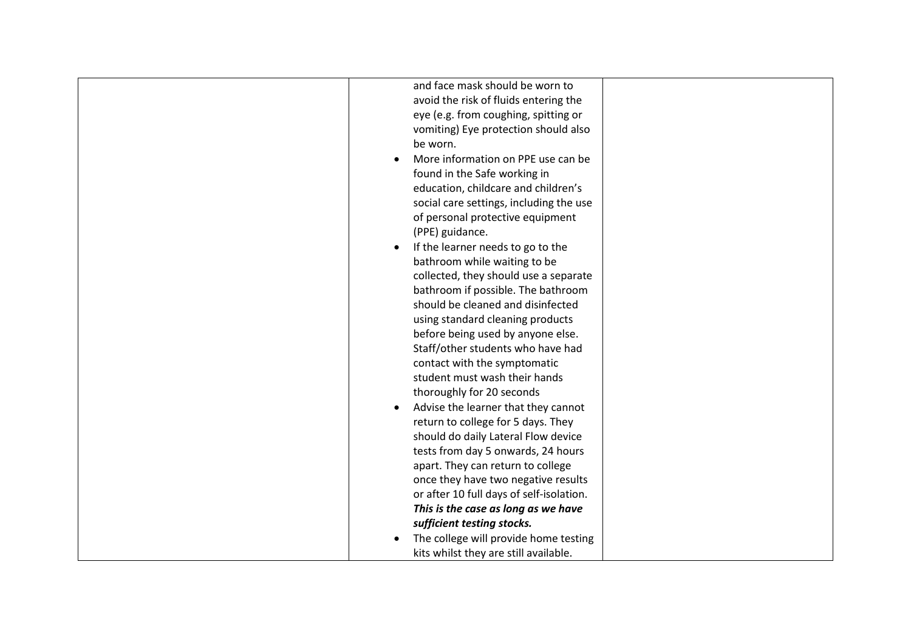|  | and face mask should be worn to avoid the risk of fluids entering the eye (e.g. from coughing, spitting or vomiting) Eye protection should also be worn.<br>• More information on PPE use can be found in the Safe working in education, childcare and children's social care settings, including the use of personal protective equipment (PPE) guidance.<br>• If the learner needs to go to the bathroom while waiting to be collected, they should use a separate bathroom if possible. The bathroom should be cleaned and disinfected using standard cleaning products before being used by anyone else. Staff/other students who have had contact with the symptomatic student must wash their hands thoroughly for 20 seconds<br>• Advise the learner that they cannot return to college for 5 days. They should do daily Lateral Flow device tests from day 5 onwards, 24 hours apart. They can return to college once they have two negative results or after 10 full days of self-isolation. ***This is the case as long as we have sufficient testing stocks.***<br>• The college will provide home testing kits whilst they are still available. |  |
|---|---|---|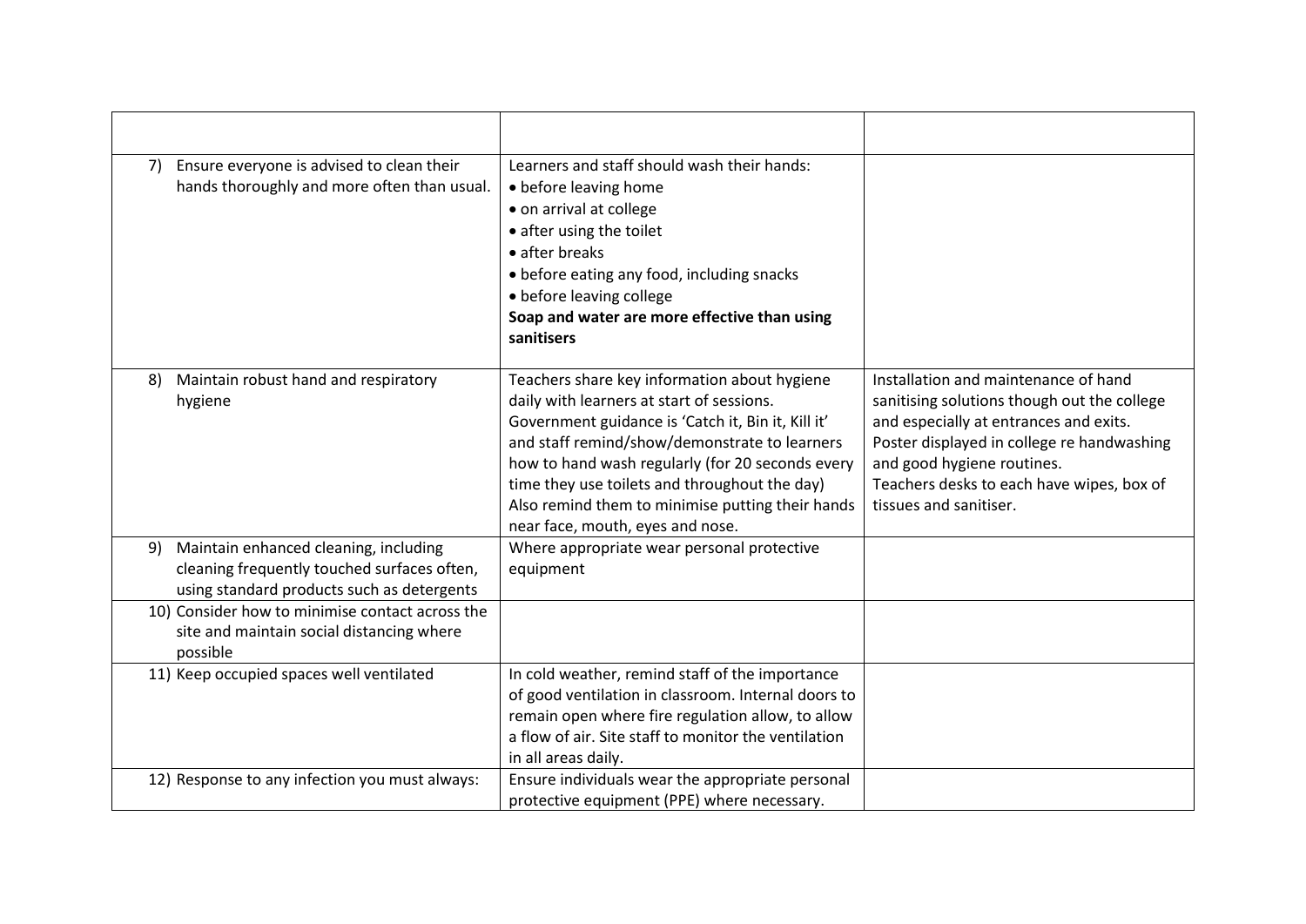| | | |
|---|---|---|
| 7) Ensure everyone is advised to clean their hands thoroughly and more often than usual. | Learners and staff should wash their hands:<br>• before leaving home<br>• on arrival at college<br>• after using the toilet<br>• after breaks<br>• before eating any food, including snacks<br>• before leaving college<br>**Soap and water are more effective than using sanitisers** | |
| 8) Maintain robust hand and respiratory hygiene | Teachers share key information about hygiene daily with learners at start of sessions. Government guidance is 'Catch it, Bin it, Kill it' and staff remind/show/demonstrate to learners how to hand wash regularly (for 20 seconds every time they use toilets and throughout the day) Also remind them to minimise putting their hands near face, mouth, eyes and nose. | Installation and maintenance of hand sanitising solutions though out the college and especially at entrances and exits.<br>Poster displayed in college re handwashing and good hygiene routines.<br>Teachers desks to each have wipes, box of tissues and sanitiser. |
| 9) Maintain enhanced cleaning, including cleaning frequently touched surfaces often, using standard products such as detergents | Where appropriate wear personal protective equipment | |
| 10) Consider how to minimise contact across the site and maintain social distancing where possible | | |
| 11) Keep occupied spaces well ventilated | In cold weather, remind staff of the importance of good ventilation in classroom. Internal doors to remain open where fire regulation allow, to allow a flow of air. Site staff to monitor the ventilation in all areas daily. | |
| 12) Response to any infection you must always: | Ensure individuals wear the appropriate personal protective equipment (PPE) where necessary. | |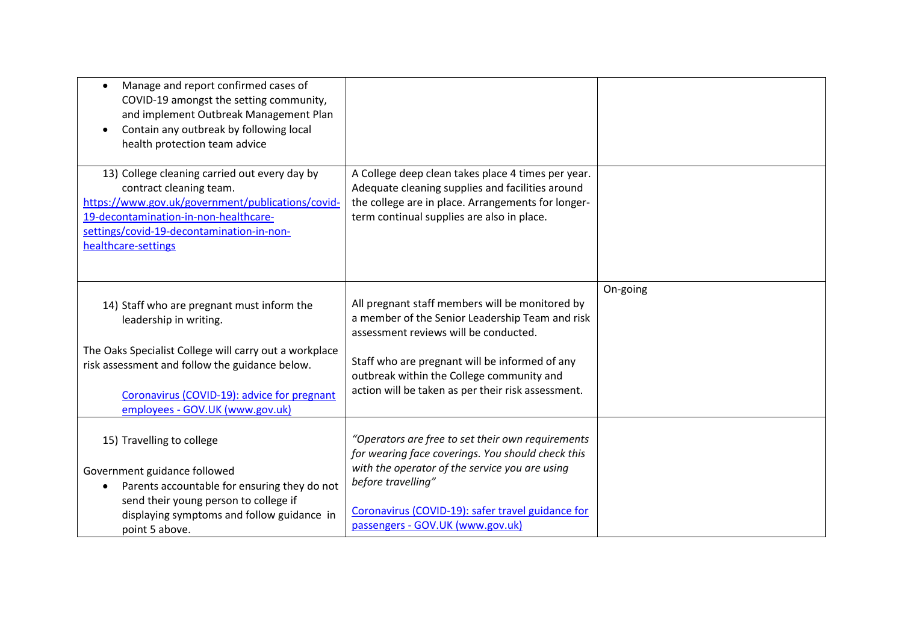| | | |
|---|---|---|
| • Manage and report confirmed cases of COVID-19 amongst the setting community, and implement Outbreak Management Plan<br>• Contain any outbreak by following local health protection team advice | | |
| 13) College cleaning carried out every day by contract cleaning team.<br>https://www.gov.uk/government/publications/covid-19-decontamination-in-non-healthcare-settings/covid-19-decontamination-in-non-healthcare-settings | A College deep clean takes place 4 times per year. Adequate cleaning supplies and facilities around the college are in place. Arrangements for longer-term continual supplies are also in place. | |
| 14) Staff who are pregnant must inform the leadership in writing.<br><br>The Oaks Specialist College will carry out a workplace risk assessment and follow the guidance below.<br><br>Coronavirus (COVID-19): advice for pregnant employees - GOV.UK (www.gov.uk) | All pregnant staff members will be monitored by a member of the Senior Leadership Team and risk assessment reviews will be conducted.<br><br>Staff who are pregnant will be informed of any outbreak within the College community and action will be taken as per their risk assessment. | On-going |
| 15) Travelling to college<br><br>Government guidance followed<br>• Parents accountable for ensuring they do not send their young person to college if displaying symptoms and follow guidance in point 5 above. | *"Operators are free to set their own requirements for wearing face coverings. You should check this with the operator of the service you are using before travelling"*<br><br>Coronavirus (COVID-19): safer travel guidance for passengers - GOV.UK (www.gov.uk) | |